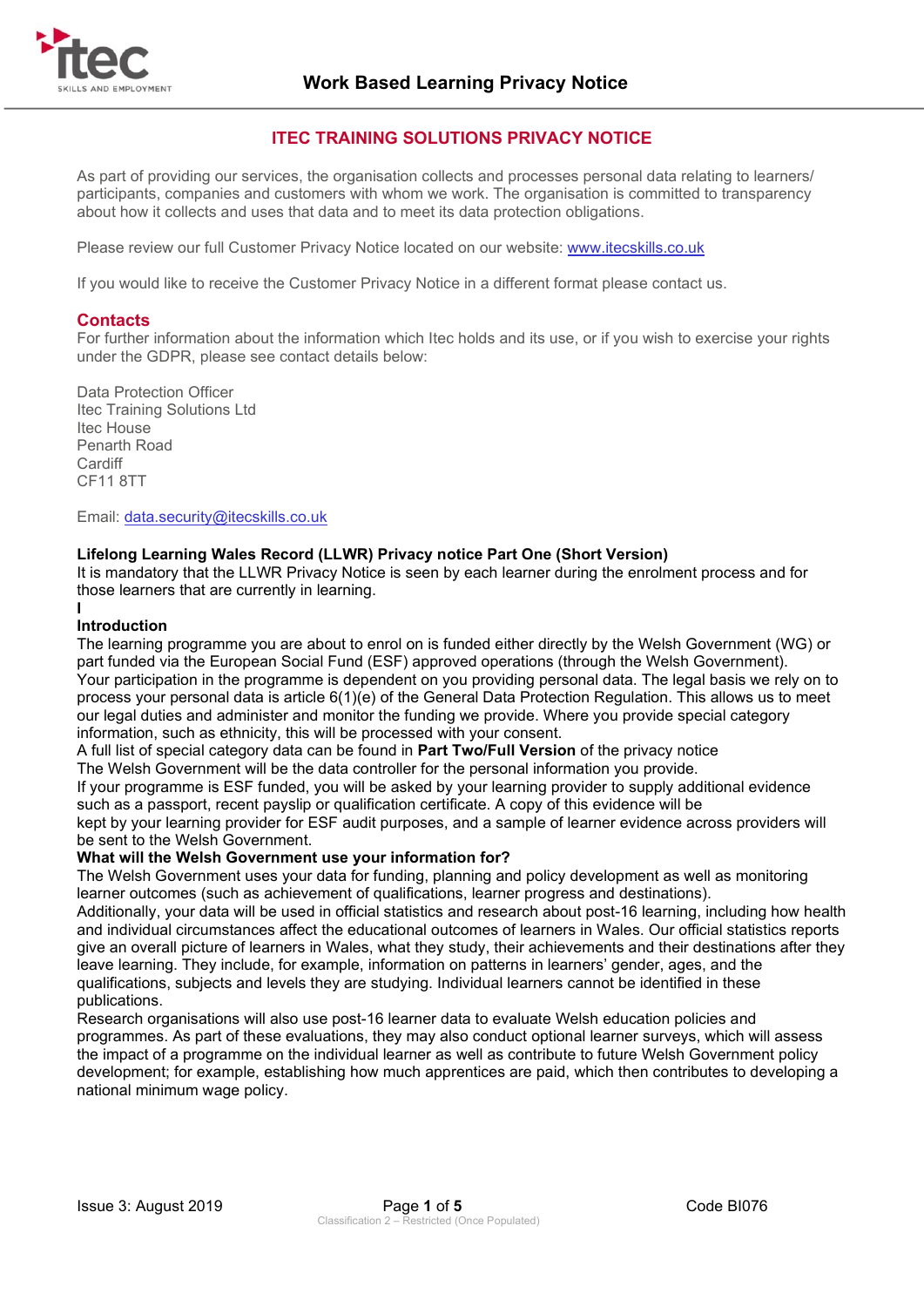# ITEC TRAINING SOLUTIONS PRIVACY NOTICE

As part of providing our services, the organisation collects and processes personal data relating to learners/ participants, companies and customers with whom we work. The organisation is committed to transparency about how it collects and uses that data and to meet its data protection obligations.

Please review our full Customer Privacy Notice located on our website: www.itecskills.co.uk

If you would like to receive the Customer Privacy Notice in a different format please contact us.

## Contacts

For further information about the information which Itec holds and its use, or if you wish to exercise your rights under the GDPR, please see contact details below:

Data Protection Officer
Itec Training Solutions Ltd
Itec House
Penarth Road
Cardiff
CF11 8TT

Email: data.security@itecskills.co.uk

**Lifelong Learning Wales Record (LLWR) Privacy notice Part One (Short Version)**

It is mandatory that the LLWR Privacy Notice is seen by each learner during the enrolment process and for those learners that are currently in learning.

**I**

**Introduction**

The learning programme you are about to enrol on is funded either directly by the Welsh Government (WG) or part funded via the European Social Fund (ESF) approved operations (through the Welsh Government).

Your participation in the programme is dependent on you providing personal data. The legal basis we rely on to process your personal data is article 6(1)(e) of the General Data Protection Regulation. This allows us to meet our legal duties and administer and monitor the funding we provide. Where you provide special category information, such as ethnicity, this will be processed with your consent.

A full list of special category data can be found in **Part Two/Full Version** of the privacy notice

The Welsh Government will be the data controller for the personal information you provide.

If your programme is ESF funded, you will be asked by your learning provider to supply additional evidence such as a passport, recent payslip or qualification certificate. A copy of this evidence will be kept by your learning provider for ESF audit purposes, and a sample of learner evidence across providers will be sent to the Welsh Government.

**What will the Welsh Government use your information for?**

The Welsh Government uses your data for funding, planning and policy development as well as monitoring learner outcomes (such as achievement of qualifications, learner progress and destinations).

Additionally, your data will be used in official statistics and research about post-16 learning, including how health and individual circumstances affect the educational outcomes of learners in Wales. Our official statistics reports give an overall picture of learners in Wales, what they study, their achievements and their destinations after they leave learning. They include, for example, information on patterns in learners' gender, ages, and the qualifications, subjects and levels they are studying. Individual learners cannot be identified in these publications.

Research organisations will also use post-16 learner data to evaluate Welsh education policies and programmes. As part of these evaluations, they may also conduct optional learner surveys, which will assess the impact of a programme on the individual learner as well as contribute to future Welsh Government policy development; for example, establishing how much apprentices are paid, which then contributes to developing a national minimum wage policy.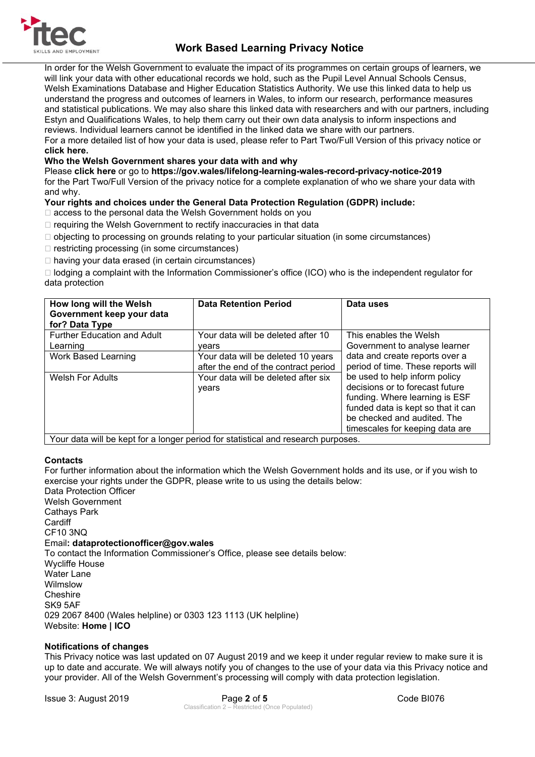In order for the Welsh Government to evaluate the impact of its programmes on certain groups of learners, we will link your data with other educational records we hold, such as the Pupil Level Annual Schools Census, Welsh Examinations Database and Higher Education Statistics Authority. We use this linked data to help us understand the progress and outcomes of learners in Wales, to inform our research, performance measures and statistical publications. We may also share this linked data with researchers and with our partners, including Estyn and Qualifications Wales, to help them carry out their own data analysis to inform inspections and reviews. Individual learners cannot be identified in the linked data we share with our partners.

For a more detailed list of how your data is used, please refer to Part Two/Full Version of this privacy notice or **click here.**

**Who the Welsh Government shares your data with and why**

Please **click here** or go to **https://gov.wales/lifelong-learning-wales-record-privacy-notice-2019** for the Part Two/Full Version of the privacy notice for a complete explanation of who we share your data with and why.

**Your rights and choices under the General Data Protection Regulation (GDPR) include:**

- access to the personal data the Welsh Government holds on you
- requiring the Welsh Government to rectify inaccuracies in that data
- objecting to processing on grounds relating to your particular situation (in some circumstances)
- restricting processing (in some circumstances)
- having your data erased (in certain circumstances)
- lodging a complaint with the Information Commissioner's office (ICO) who is the independent regulator for data protection

| How long will the Welsh Government keep your data for? Data Type | Data Retention Period | Data uses |
|---|---|---|
| Further Education and Adult Learning | Your data will be deleted after 10 years | This enables the Welsh Government to analyse learner data and create reports over a period of time. These reports will be used to help inform policy decisions or to forecast future funding. Where learning is ESF funded data is kept so that it can be checked and audited. The timescales for keeping data are |
| Work Based Learning | Your data will be deleted 10 years after the end of the contract period | |
| Welsh For Adults | Your data will be deleted after six years | |
| Your data will be kept for a longer period for statistical and research purposes. | | |

**Contacts**

For further information about the information which the Welsh Government holds and its use, or if you wish to exercise your rights under the GDPR, please write to us using the details below:

Data Protection Officer
Welsh Government
Cathays Park
Cardiff
CF10 3NQ
Email**: dataprotectionofficer@gov.wales**

To contact the Information Commissioner's Office, please see details below:

Wycliffe House
Water Lane
Wilmslow
Cheshire
SK9 5AF
029 2067 8400 (Wales helpline) or 0303 123 1113 (UK helpline)
Website: **Home | ICO**

**Notifications of changes**

This Privacy notice was last updated on 07 August 2019 and we keep it under regular review to make sure it is up to date and accurate. We will always notify you of changes to the use of your data via this Privacy notice and your provider. All of the Welsh Government's processing will comply with data protection legislation.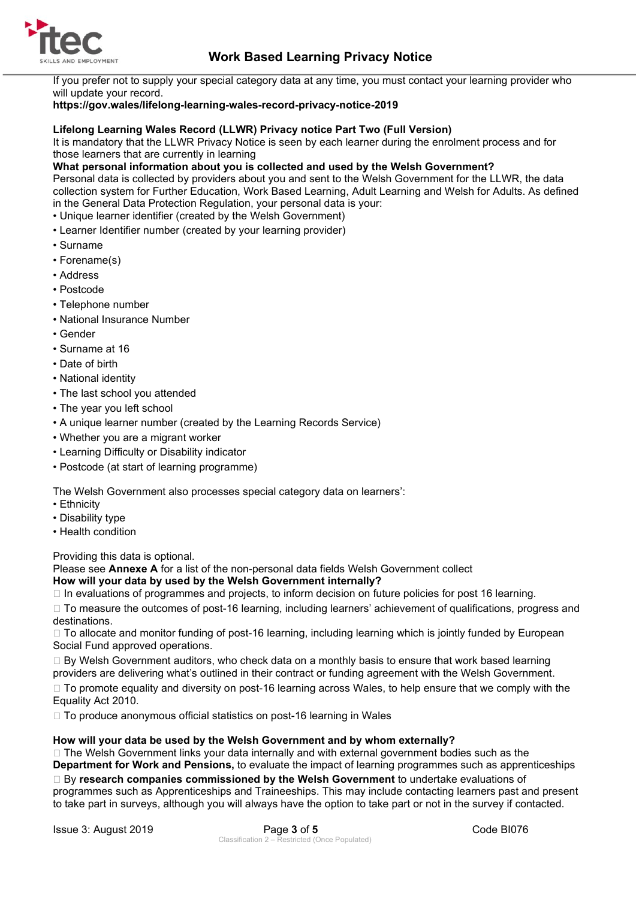If you prefer not to supply your special category data at any time, you must contact your learning provider who will update your record.

**https://gov.wales/lifelong-learning-wales-record-privacy-notice-2019**

**Lifelong Learning Wales Record (LLWR) Privacy notice Part Two (Full Version)**

It is mandatory that the LLWR Privacy Notice is seen by each learner during the enrolment process and for those learners that are currently in learning

**What personal information about you is collected and used by the Welsh Government?**

Personal data is collected by providers about you and sent to the Welsh Government for the LLWR, the data collection system for Further Education, Work Based Learning, Adult Learning and Welsh for Adults. As defined in the General Data Protection Regulation, your personal data is your:

- Unique learner identifier (created by the Welsh Government)
- Learner Identifier number (created by your learning provider)
- Surname
- Forename(s)
- Address
- Postcode
- Telephone number
- National Insurance Number
- Gender
- Surname at 16
- Date of birth
- National identity
- The last school you attended
- The year you left school
- A unique learner number (created by the Learning Records Service)
- Whether you are a migrant worker
- Learning Difficulty or Disability indicator
- Postcode (at start of learning programme)

The Welsh Government also processes special category data on learners':

- Ethnicity
- Disability type
- Health condition

Providing this data is optional.

Please see **Annexe A** for a list of the non-personal data fields Welsh Government collect

**How will your data by used by the Welsh Government internally?**

- In evaluations of programmes and projects, to inform decision on future policies for post 16 learning.
- To measure the outcomes of post-16 learning, including learners' achievement of qualifications, progress and destinations.
- To allocate and monitor funding of post-16 learning, including learning which is jointly funded by European Social Fund approved operations.
- By Welsh Government auditors, who check data on a monthly basis to ensure that work based learning providers are delivering what's outlined in their contract or funding agreement with the Welsh Government.
- To promote equality and diversity on post-16 learning across Wales, to help ensure that we comply with the Equality Act 2010.
- To produce anonymous official statistics on post-16 learning in Wales

**How will your data be used by the Welsh Government and by whom externally?**

- The Welsh Government links your data internally and with external government bodies such as the **Department for Work and Pensions,** to evaluate the impact of learning programmes such as apprenticeships
- By **research companies commissioned by the Welsh Government** to undertake evaluations of programmes such as Apprenticeships and Traineeships. This may include contacting learners past and present to take part in surveys, although you will always have the option to take part or not in the survey if contacted.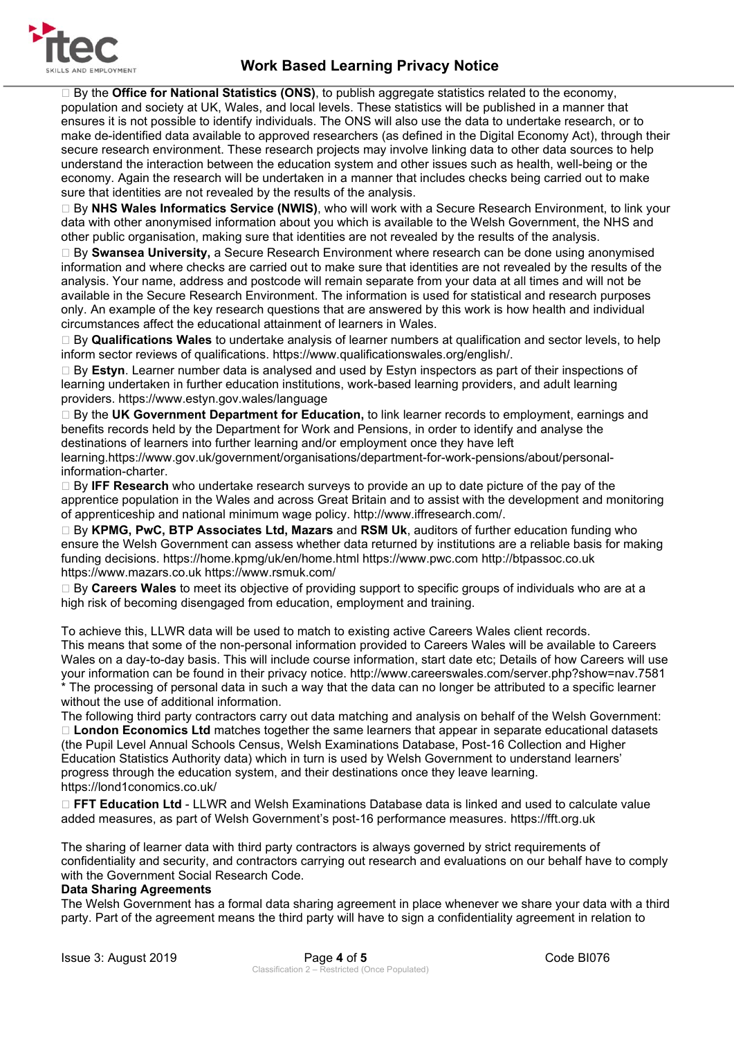- By the **Office for National Statistics (ONS)**, to publish aggregate statistics related to the economy, population and society at UK, Wales, and local levels. These statistics will be published in a manner that ensures it is not possible to identify individuals. The ONS will also use the data to undertake research, or to make de-identified data available to approved researchers (as defined in the Digital Economy Act), through their secure research environment. These research projects may involve linking data to other data sources to help understand the interaction between the education system and other issues such as health, well-being or the economy. Again the research will be undertaken in a manner that includes checks being carried out to make sure that identities are not revealed by the results of the analysis.
- By **NHS Wales Informatics Service (NWIS)**, who will work with a Secure Research Environment, to link your data with other anonymised information about you which is available to the Welsh Government, the NHS and other public organisation, making sure that identities are not revealed by the results of the analysis.
- By **Swansea University,** a Secure Research Environment where research can be done using anonymised information and where checks are carried out to make sure that identities are not revealed by the results of the analysis. Your name, address and postcode will remain separate from your data at all times and will not be available in the Secure Research Environment. The information is used for statistical and research purposes only. An example of the key research questions that are answered by this work is how health and individual circumstances affect the educational attainment of learners in Wales.
- By **Qualifications Wales** to undertake analysis of learner numbers at qualification and sector levels, to help inform sector reviews of qualifications. https://www.qualificationswales.org/english/.
- By **Estyn**. Learner number data is analysed and used by Estyn inspectors as part of their inspections of learning undertaken in further education institutions, work-based learning providers, and adult learning providers. https://www.estyn.gov.wales/language
- By the **UK Government Department for Education,** to link learner records to employment, earnings and benefits records held by the Department for Work and Pensions, in order to identify and analyse the destinations of learners into further learning and/or employment once they have left learning.https://www.gov.uk/government/organisations/department-for-work-pensions/about/personal-information-charter.
- By **IFF Research** who undertake research surveys to provide an up to date picture of the pay of the apprentice population in the Wales and across Great Britain and to assist with the development and monitoring of apprenticeship and national minimum wage policy. http://www.iffresearch.com/.
- By **KPMG, PwC, BTP Associates Ltd, Mazars** and **RSM Uk**, auditors of further education funding who ensure the Welsh Government can assess whether data returned by institutions are a reliable basis for making funding decisions. https://home.kpmg/uk/en/home.html https://www.pwc.com http://btpassoc.co.uk https://www.mazars.co.uk https://www.rsmuk.com/
- By **Careers Wales** to meet its objective of providing support to specific groups of individuals who are at a high risk of becoming disengaged from education, employment and training.

To achieve this, LLWR data will be used to match to existing active Careers Wales client records. This means that some of the non-personal information provided to Careers Wales will be available to Careers Wales on a day-to-day basis. This will include course information, start date etc; Details of how Careers will use your information can be found in their privacy notice. http://www.careerswales.com/server.php?show=nav.7581

* The processing of personal data in such a way that the data can no longer be attributed to a specific learner without the use of additional information.

The following third party contractors carry out data matching and analysis on behalf of the Welsh Government:

- **London Economics Ltd** matches together the same learners that appear in separate educational datasets (the Pupil Level Annual Schools Census, Welsh Examinations Database, Post-16 Collection and Higher Education Statistics Authority data) which in turn is used by Welsh Government to understand learners' progress through the education system, and their destinations once they leave learning. https://lond1conomics.co.uk/
- **FFT Education Ltd** - LLWR and Welsh Examinations Database data is linked and used to calculate value added measures, as part of Welsh Government's post-16 performance measures. https://fft.org.uk

The sharing of learner data with third party contractors is always governed by strict requirements of confidentiality and security, and contractors carrying out research and evaluations on our behalf have to comply with the Government Social Research Code.

**Data Sharing Agreements**

The Welsh Government has a formal data sharing agreement in place whenever we share your data with a third party. Part of the agreement means the third party will have to sign a confidentiality agreement in relation to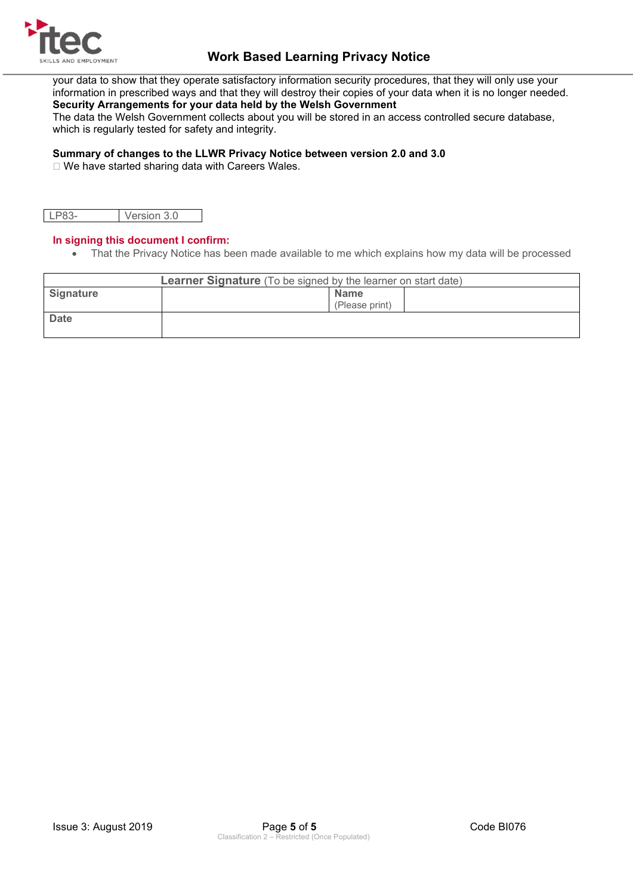your data to show that they operate satisfactory information security procedures, that they will only use your information in prescribed ways and that they will destroy their copies of your data when it is no longer needed.

**Security Arrangements for your data held by the Welsh Government**

The data the Welsh Government collects about you will be stored in an access controlled secure database, which is regularly tested for safety and integrity.

**Summary of changes to the LLWR Privacy Notice between version 2.0 and 3.0**

- We have started sharing data with Careers Wales.

| | |
|---|---|
| LP83- | Version 3.0 |

**In signing this document I confirm:**

- That the Privacy Notice has been made available to me which explains how my data will be processed

| **Learner Signature** (To be signed by the learner on start date) | | | |
|---|---|---|---|
| **Signature** | | **Name** (Please print) | |
| **Date** | | | |